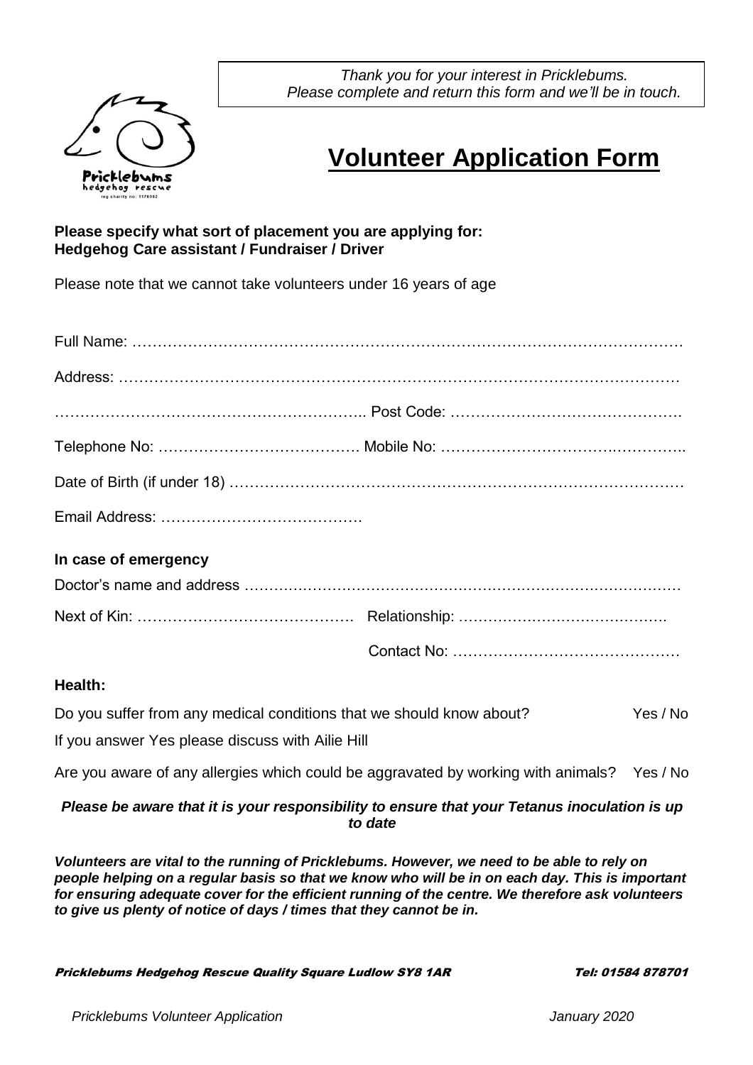*Thank you for your interest in Pricklebums.*
*Please complete and return this form and we'll be in touch.*

Pricklebums hedgehog rescue
reg charity no: 1176982

# Volunteer Application Form

**Please specify what sort of placement you are applying for:**
**Hedgehog Care assistant / Fundraiser / Driver**

Please note that we cannot take volunteers under 16 years of age

Full Name: …………………………………………………………………………………………

Address: ……………………………………………………………………………………………

……………………………………………………….. Post Code: ………………………………………

Telephone No: …………………………………. Mobile No: ………………………………………..

Date of Birth (if under 18) ……………………………………………………………………………

Email Address: ………………………………….

**In case of emergency**

Doctor's name and address …………………………………………………………………………

Next of Kin: ……………………………………. Relationship: ……………………………………

Contact No: ………………………………………

**Health:**

Do you suffer from any medical conditions that we should know about? Yes / No

If you answer Yes please discuss with Ailie Hill

Are you aware of any allergies which could be aggravated by working with animals? Yes / No

***Please be aware that it is your responsibility to ensure that your Tetanus inoculation is up to date***

***Volunteers are vital to the running of Pricklebums. However, we need to be able to rely on people helping on a regular basis so that we know who will be in on each day. This is important for ensuring adequate cover for the efficient running of the centre. We therefore ask volunteers to give us plenty of notice of days / times that they cannot be in.***

*Pricklebums Hedgehog Rescue Quality Square Ludlow SY8 1AR* *Tel: 01584 878701*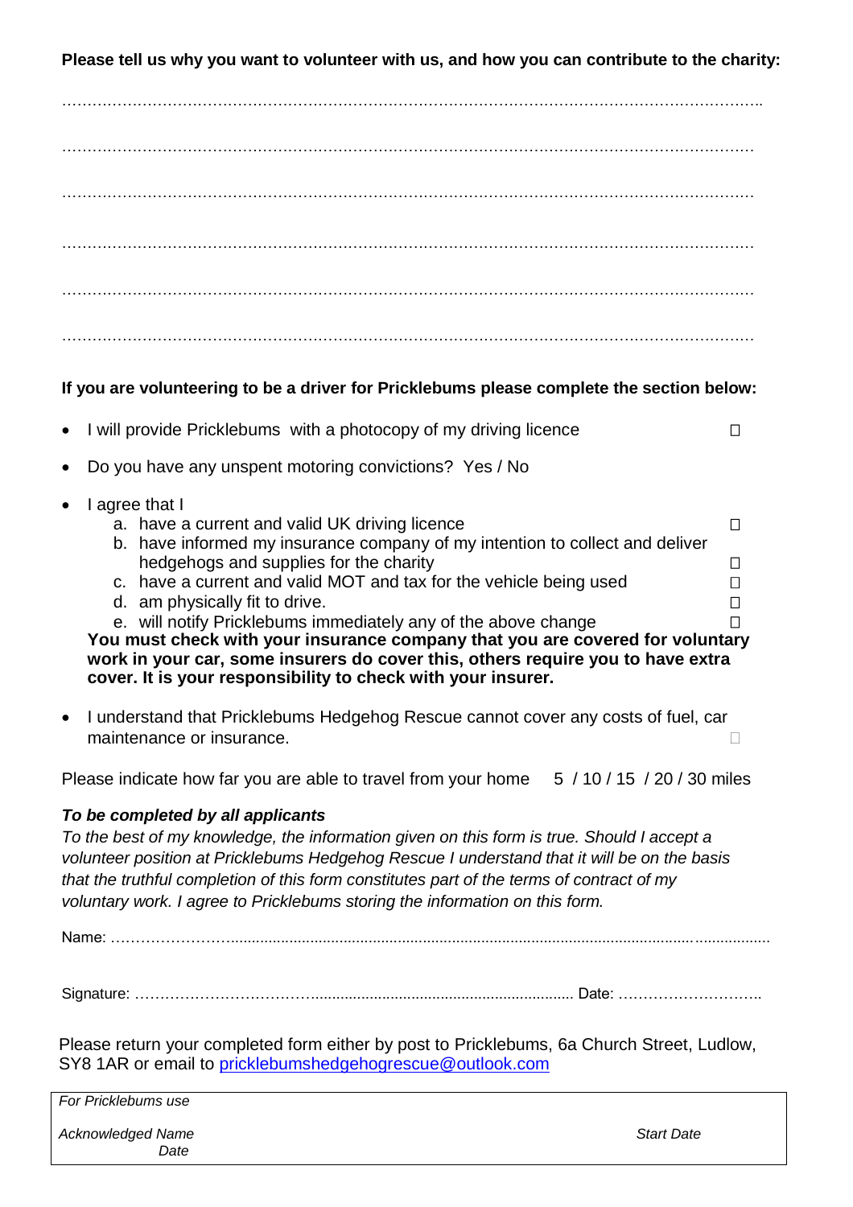**Please tell us why you want to volunteer with us, and how you can contribute to the charity:**

…………………………………………………………………………………………………………………………..

…………………………………………………………………………………………………………………………

…………………………………………………………………………………………………………………………

…………………………………………………………………………………………………………………………

…………………………………………………………………………………………………………………………

…………………………………………………………………………………………………………………………

**If you are volunteering to be a driver for Pricklebums please complete the section below:**

- I will provide Pricklebums with a photocopy of my driving licence ☐
- Do you have any unspent motoring convictions? Yes / No
- I agree that I
  a. have a current and valid UK driving licence ☐
  b. have informed my insurance company of my intention to collect and deliver hedgehogs and supplies for the charity ☐
  c. have a current and valid MOT and tax for the vehicle being used ☐
  d. am physically fit to drive. ☐
  e. will notify Pricklebums immediately any of the above change ☐

  **You must check with your insurance company that you are covered for voluntary work in your car, some insurers do cover this, others require you to have extra cover. It is your responsibility to check with your insurer.**
- I understand that Pricklebums Hedgehog Rescue cannot cover any costs of fuel, car maintenance or insurance. ☐

Please indicate how far you are able to travel from your home 5 / 10 / 15 / 20 / 30 miles

***To be completed by all applicants***

*To the best of my knowledge, the information given on this form is true. Should I accept a volunteer position at Pricklebums Hedgehog Rescue I understand that it will be on the basis that the truthful completion of this form constitutes part of the terms of contract of my voluntary work. I agree to Pricklebums storing the information on this form.*

Name: ……………………......................................................................................................................

Signature: ………………………………............................................................ Date: ………………………..

Please return your completed form either by post to Pricklebums, 6a Church Street, Ludlow, SY8 1AR or email to pricklebumshedgehogrescue@outlook.com

| | |
|---|---|
| *For Pricklebums use* | |
| *Acknowledged Name* | *Start Date* |
| *Date* | |